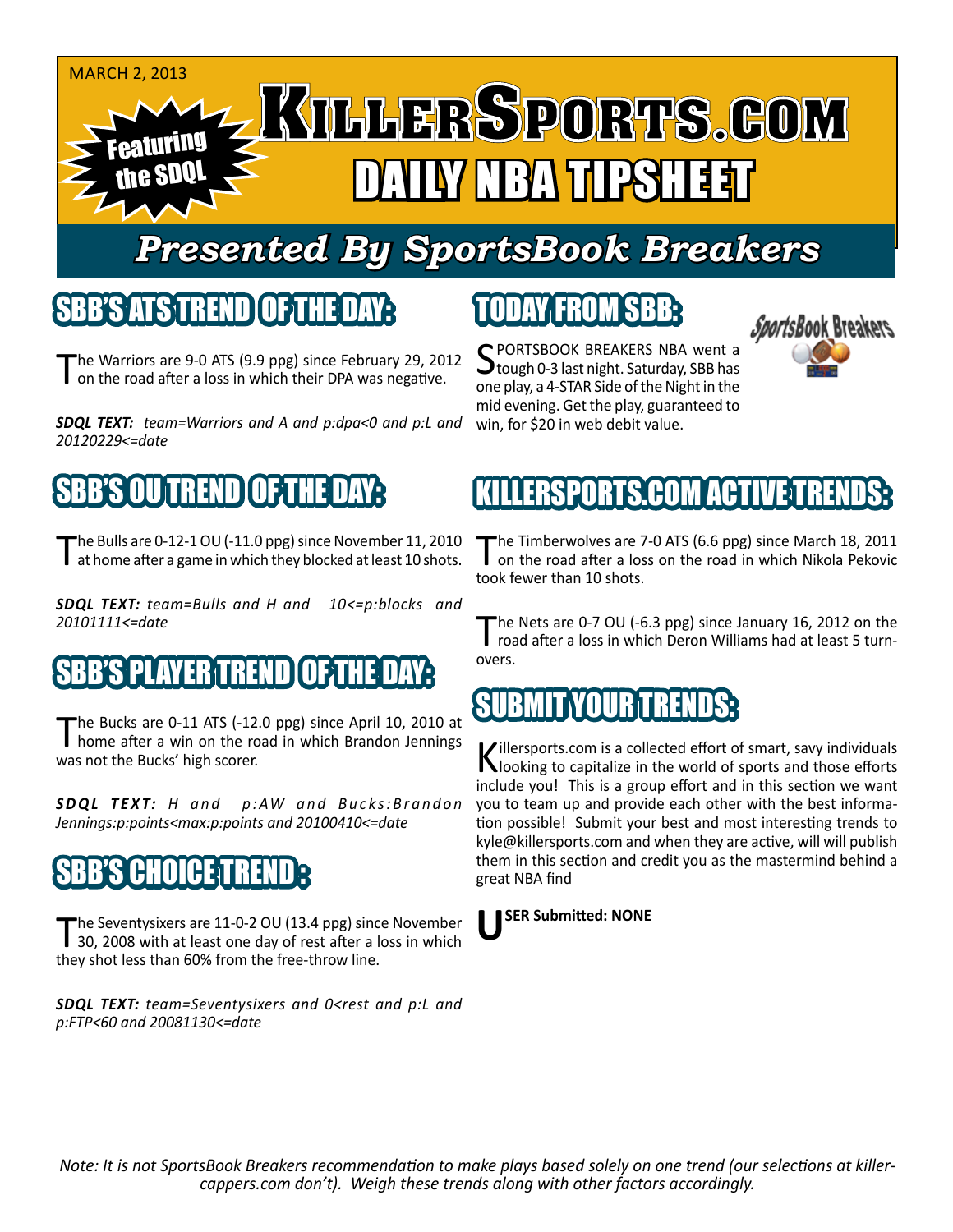MARCH 2, 2013

Featuring the SDQL

# KILLERSPORTS.COM
# DAILY NBA TIPSHEET

## Presented By SportsBook Breakers

## SBB'S ATS TREND OF THE DAY:

The Warriors are 9-0 ATS (9.9 ppg) since February 29, 2012 on the road after a loss in which their DPA was negative.

***SDQL TEXT:*** *team=Warriors and A and p:dpa<0 and p:L and 20120229<=date*

## SBB'S OU TREND OF THE DAY:

The Bulls are 0-12-1 OU (-11.0 ppg) since November 11, 2010 at home after a game in which they blocked at least 10 shots.

***SDQL TEXT:*** *team=Bulls and H and 10<=p:blocks and 20101111<=date*

## SBB'S PLAYER TREND OF THE DAY:

The Bucks are 0-11 ATS (-12.0 ppg) since April 10, 2010 at home after a win on the road in which Brandon Jennings was not the Bucks' high scorer.

***SDQL TEXT:*** *H and p:AW and Bucks:Brandon Jennings:p:points<max:p:points and 20100410<=date*

## SBB'S CHOICE TREND :

The Seventysixers are 11-0-2 OU (13.4 ppg) since November 30, 2008 with at least one day of rest after a loss in which they shot less than 60% from the free-throw line.

***SDQL TEXT:*** *team=Seventysixers and 0<rest and p:L and p:FTP<60 and 20081130<=date*

## TODAY FROM SBB:

SPORTSBOOK BREAKERS NBA went a tough 0-3 last night. Saturday, SBB has one play, a 4-STAR Side of the Night in the mid evening. Get the play, guaranteed to win, for $20 in web debit value.

## KILLERSPORTS.COM ACTIVE TRENDS:

The Timberwolves are 7-0 ATS (6.6 ppg) since March 18, 2011 on the road after a loss on the road in which Nikola Pekovic took fewer than 10 shots.

The Nets are 0-7 OU (-6.3 ppg) since January 16, 2012 on the road after a loss in which Deron Williams had at least 5 turnovers.

## SUBMIT YOUR TRENDS:

Killersports.com is a collected effort of smart, savy individuals looking to capitalize in the world of sports and those efforts include you! This is a group effort and in this section we want you to team up and provide each other with the best information possible! Submit your best and most interesting trends to kyle@killersports.com and when they are active, will will publish them in this section and credit you as the mastermind behind a great NBA find

**USER Submitted: NONE**

*Note: It is not SportsBook Breakers recommendation to make plays based solely on one trend (our selections at killercappers.com don't). Weigh these trends along with other factors accordingly.*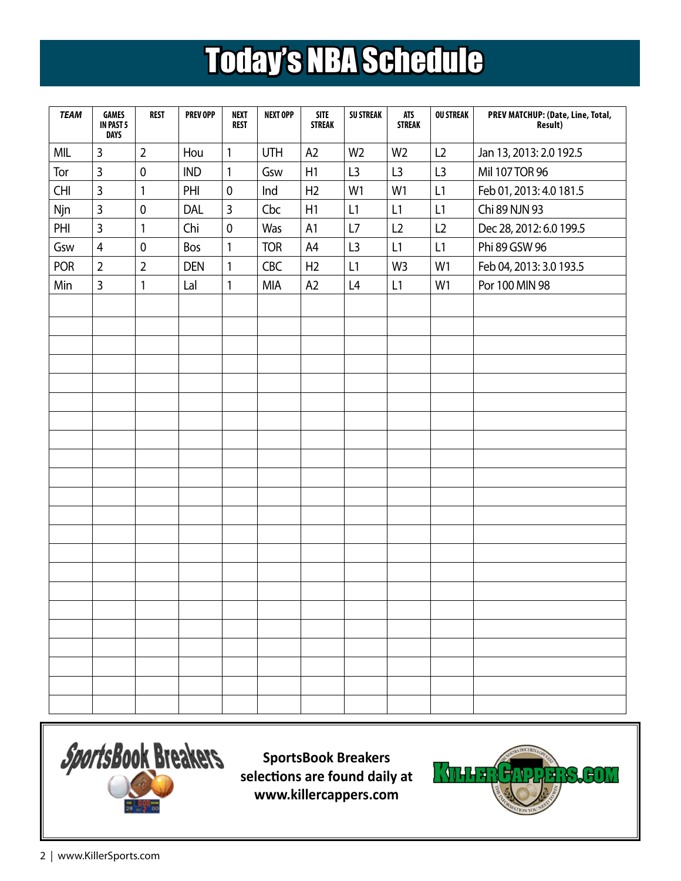# Today's NBA Schedule

| *TEAM* | GAMES IN PAST 5 DAYS | REST | PREV OPP | NEXT REST | NEXT OPP | SITE STREAK | SU STREAK | ATS STREAK | OU STREAK | PREV MATCHUP: (Date, Line, Total, Result) |
|---|---|---|---|---|---|---|---|---|---|---|
| MIL | 3 | 2 | Hou | 1 | UTH | A2 | W2 | W2 | L2 | Jan 13, 2013: 2.0 192.5 |
| Tor | 3 | 0 | IND | 1 | Gsw | H1 | L3 | L3 | L3 | Mil 107 TOR 96 |
| CHI | 3 | 1 | PHI | 0 | Ind | H2 | W1 | W1 | L1 | Feb 01, 2013: 4.0 181.5 |
| Njn | 3 | 0 | DAL | 3 | Cbc | H1 | L1 | L1 | L1 | Chi 89 NJN 93 |
| PHI | 3 | 1 | Chi | 0 | Was | A1 | L7 | L2 | L2 | Dec 28, 2012: 6.0 199.5 |
| Gsw | 4 | 0 | Bos | 1 | TOR | A4 | L3 | L1 | L1 | Phi 89 GSW 96 |
| POR | 2 | 2 | DEN | 1 | CBC | H2 | L1 | W3 | W1 | Feb 04, 2013: 3.0 193.5 |
| Min | 3 | 1 | Lal | 1 | MIA | A2 | L4 | L1 | W1 | Por 100 MIN 98 |

**SportsBook Breakers selections are found daily at www.killercappers.com**